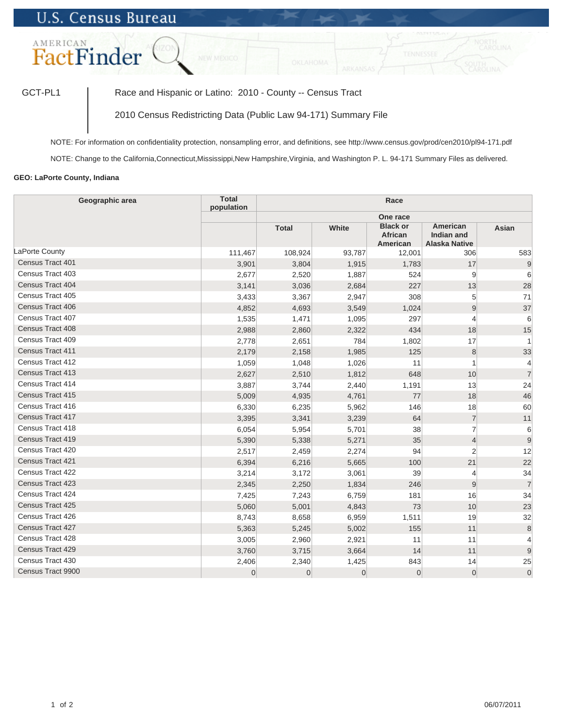U.S. Census Bureau

AMERICAN FactFinder

GCT-PL1

Race and Hispanic or Latino: 2010 - County -- Census Tract

2010 Census Redistricting Data (Public Law 94-171) Summary File

NOTE: For information on confidentiality protection, nonsampling error, and definitions, see http://www.census.gov/prod/cen2010/pl94-171.pdf

NOTE: Change to the California,Connecticut,Mississippi,New Hampshire,Virginia, and Washington P. L. 94-171 Summary Files as delivered.

**GEO: LaPorte County, Indiana**

| Geographic area | Total population | Race | | | | |
|---|---|---|---|---|---|---|
| | | One race | | | | |
| | | Total | White | Black or African American | American Indian and Alaska Native | Asian |
| LaPorte County | 111,467 | 108,924 | 93,787 | 12,001 | 306 | 583 |
| Census Tract 401 | 3,901 | 3,804 | 1,915 | 1,783 | 17 | 9 |
| Census Tract 403 | 2,677 | 2,520 | 1,887 | 524 | 9 | 6 |
| Census Tract 404 | 3,141 | 3,036 | 2,684 | 227 | 13 | 28 |
| Census Tract 405 | 3,433 | 3,367 | 2,947 | 308 | 5 | 71 |
| Census Tract 406 | 4,852 | 4,693 | 3,549 | 1,024 | 9 | 37 |
| Census Tract 407 | 1,535 | 1,471 | 1,095 | 297 | 4 | 6 |
| Census Tract 408 | 2,988 | 2,860 | 2,322 | 434 | 18 | 15 |
| Census Tract 409 | 2,778 | 2,651 | 784 | 1,802 | 17 | 1 |
| Census Tract 411 | 2,179 | 2,158 | 1,985 | 125 | 8 | 33 |
| Census Tract 412 | 1,059 | 1,048 | 1,026 | 11 | 1 | 4 |
| Census Tract 413 | 2,627 | 2,510 | 1,812 | 648 | 10 | 7 |
| Census Tract 414 | 3,887 | 3,744 | 2,440 | 1,191 | 13 | 24 |
| Census Tract 415 | 5,009 | 4,935 | 4,761 | 77 | 18 | 46 |
| Census Tract 416 | 6,330 | 6,235 | 5,962 | 146 | 18 | 60 |
| Census Tract 417 | 3,395 | 3,341 | 3,239 | 64 | 7 | 11 |
| Census Tract 418 | 6,054 | 5,954 | 5,701 | 38 | 7 | 6 |
| Census Tract 419 | 5,390 | 5,338 | 5,271 | 35 | 4 | 9 |
| Census Tract 420 | 2,517 | 2,459 | 2,274 | 94 | 2 | 12 |
| Census Tract 421 | 6,394 | 6,216 | 5,665 | 100 | 21 | 22 |
| Census Tract 422 | 3,214 | 3,172 | 3,061 | 39 | 4 | 34 |
| Census Tract 423 | 2,345 | 2,250 | 1,834 | 246 | 9 | 7 |
| Census Tract 424 | 7,425 | 7,243 | 6,759 | 181 | 16 | 34 |
| Census Tract 425 | 5,060 | 5,001 | 4,843 | 73 | 10 | 23 |
| Census Tract 426 | 8,743 | 8,658 | 6,959 | 1,511 | 19 | 32 |
| Census Tract 427 | 5,363 | 5,245 | 5,002 | 155 | 11 | 8 |
| Census Tract 428 | 3,005 | 2,960 | 2,921 | 11 | 11 | 4 |
| Census Tract 429 | 3,760 | 3,715 | 3,664 | 14 | 11 | 9 |
| Census Tract 430 | 2,406 | 2,340 | 1,425 | 843 | 14 | 25 |
| Census Tract 9900 | 0 | 0 | 0 | 0 | 0 | 0 |

06/07/2011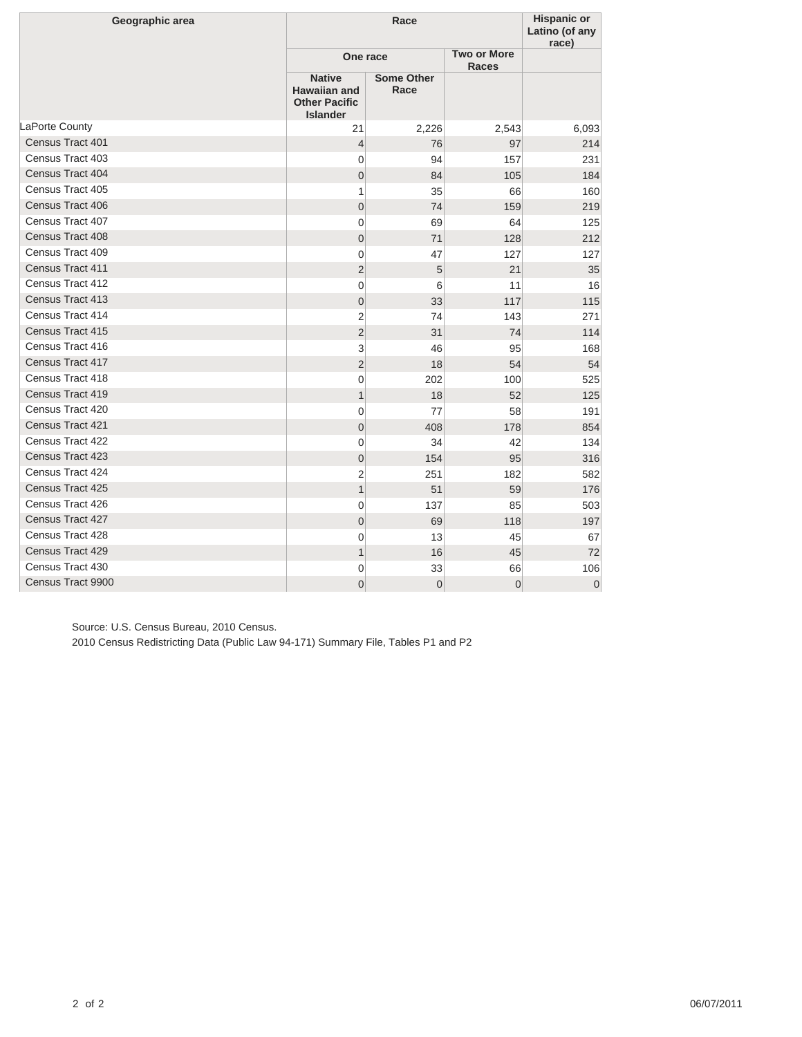| Geographic area | Race | | | Hispanic or Latino (of any race) |
|---|---|---|---|---|
| | One race | | Two or More Races | |
| | Native Hawaiian and Other Pacific Islander | Some Other Race | | |
| LaPorte County | 21 | 2,226 | 2,543 | 6,093 |
| Census Tract 401 | 4 | 76 | 97 | 214 |
| Census Tract 403 | 0 | 94 | 157 | 231 |
| Census Tract 404 | 0 | 84 | 105 | 184 |
| Census Tract 405 | 1 | 35 | 66 | 160 |
| Census Tract 406 | 0 | 74 | 159 | 219 |
| Census Tract 407 | 0 | 69 | 64 | 125 |
| Census Tract 408 | 0 | 71 | 128 | 212 |
| Census Tract 409 | 0 | 47 | 127 | 127 |
| Census Tract 411 | 2 | 5 | 21 | 35 |
| Census Tract 412 | 0 | 6 | 11 | 16 |
| Census Tract 413 | 0 | 33 | 117 | 115 |
| Census Tract 414 | 2 | 74 | 143 | 271 |
| Census Tract 415 | 2 | 31 | 74 | 114 |
| Census Tract 416 | 3 | 46 | 95 | 168 |
| Census Tract 417 | 2 | 18 | 54 | 54 |
| Census Tract 418 | 0 | 202 | 100 | 525 |
| Census Tract 419 | 1 | 18 | 52 | 125 |
| Census Tract 420 | 0 | 77 | 58 | 191 |
| Census Tract 421 | 0 | 408 | 178 | 854 |
| Census Tract 422 | 0 | 34 | 42 | 134 |
| Census Tract 423 | 0 | 154 | 95 | 316 |
| Census Tract 424 | 2 | 251 | 182 | 582 |
| Census Tract 425 | 1 | 51 | 59 | 176 |
| Census Tract 426 | 0 | 137 | 85 | 503 |
| Census Tract 427 | 0 | 69 | 118 | 197 |
| Census Tract 428 | 0 | 13 | 45 | 67 |
| Census Tract 429 | 1 | 16 | 45 | 72 |
| Census Tract 430 | 0 | 33 | 66 | 106 |
| Census Tract 9900 | 0 | 0 | 0 | 0 |

Source: U.S. Census Bureau, 2010 Census.
2010 Census Redistricting Data (Public Law 94-171) Summary File, Tables P1 and P2